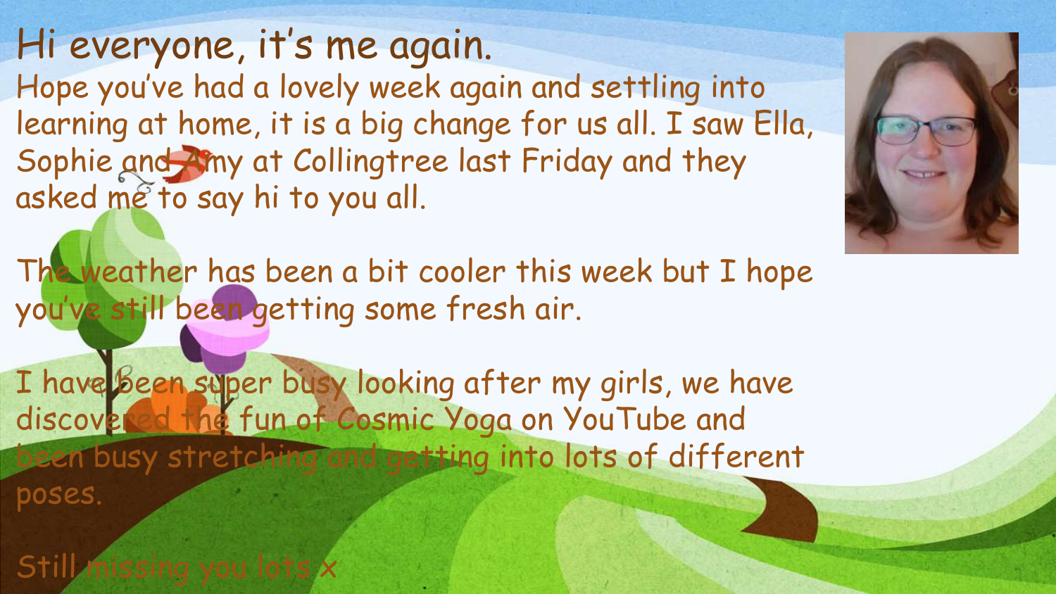# Hi everyone, it's me again.

Hope you've had a lovely week again and settling into learning at home, it is a big change for us all. I saw Ella, Sophie and Amy at Collingtree last Friday and they asked me to say hi to you all.

The weather has been a bit cooler this week but I hope you've still been getting some fresh air.

I have been super busy looking after my girls, we have discovered the fun of Cosmic Yoga on YouTube and been busy stretching and getting into lots of different poses.

Still missing you lots x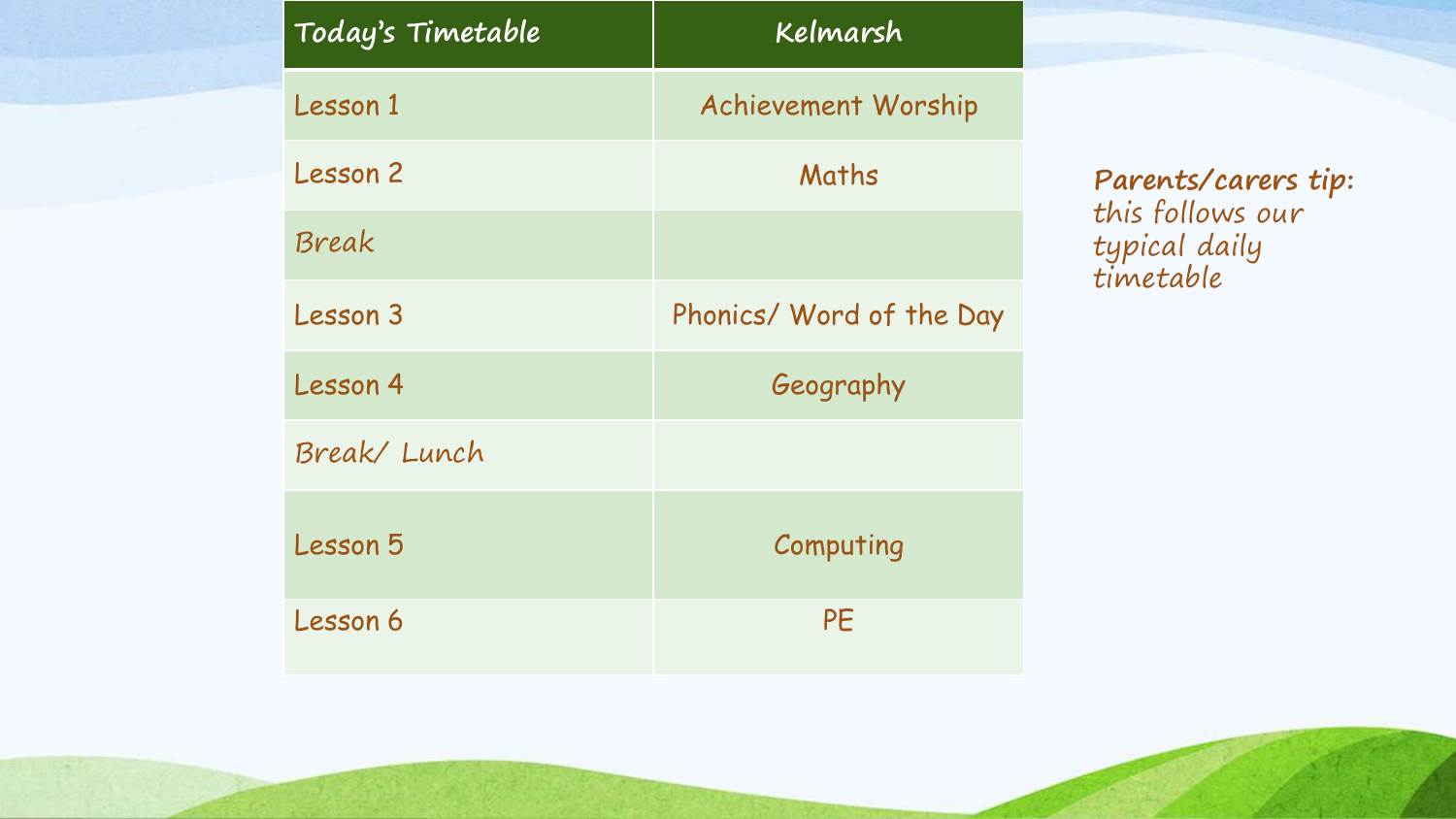| Today's Timetable | Kelmarsh |
| --- | --- |
| Lesson 1 | Achievement Worship |
| Lesson 2 | Maths |
| Break | |
| Lesson 3 | Phonics/ Word of the Day |
| Lesson 4 | Geography |
| Break/ Lunch | |
| Lesson 5 | Computing |
| Lesson 6 | PE |

**Parents/carers tip:** this follows our typical daily timetable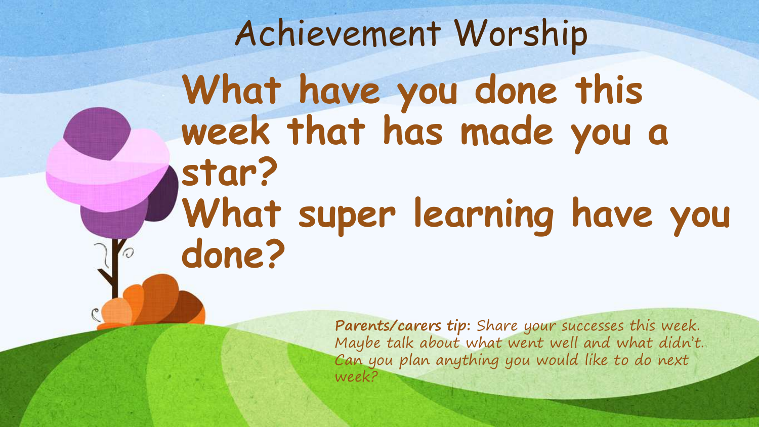# Achievement Worship

## What have you done this week that has made you a star?

## What super learning have you done?

**Parents/carers tip:** Share your successes this week. Maybe talk about what went well and what didn't. Can you plan anything you would like to do next week?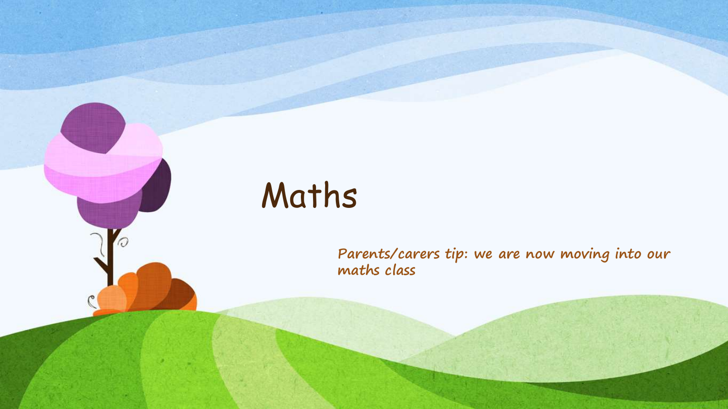# Maths

**Parents/carers tip: we are now moving into our maths class**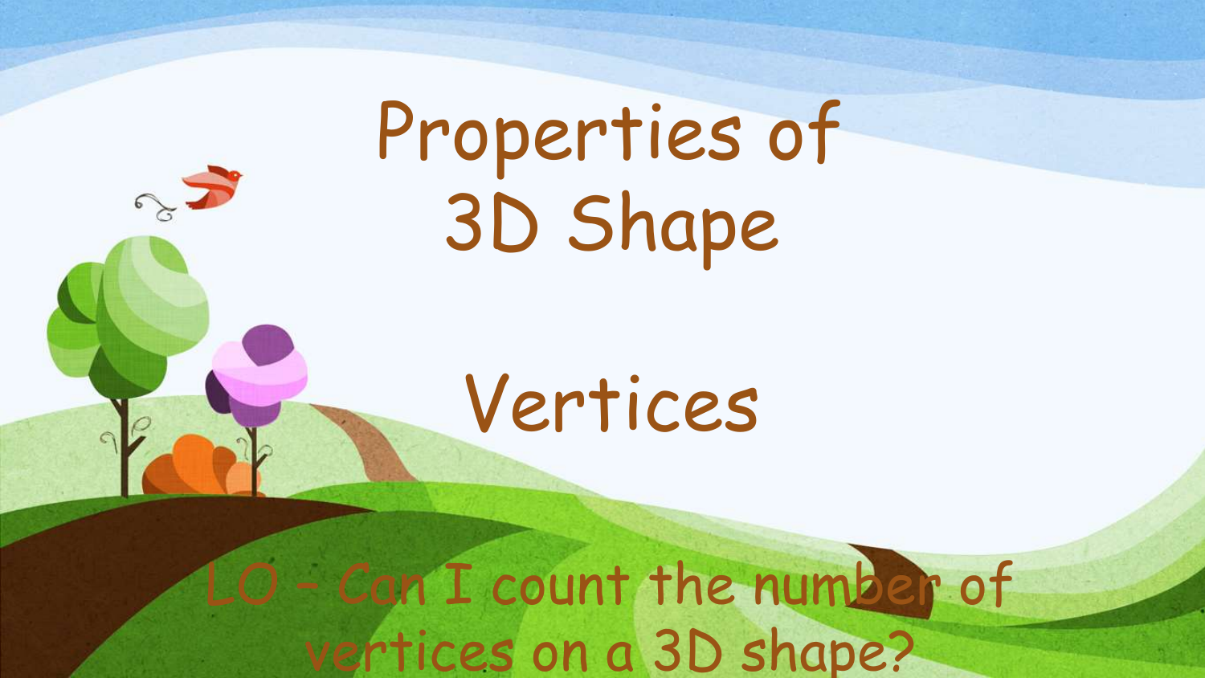# Properties of 3D Shape

## Vertices

LO – Can I count the number of vertices on a 3D shape?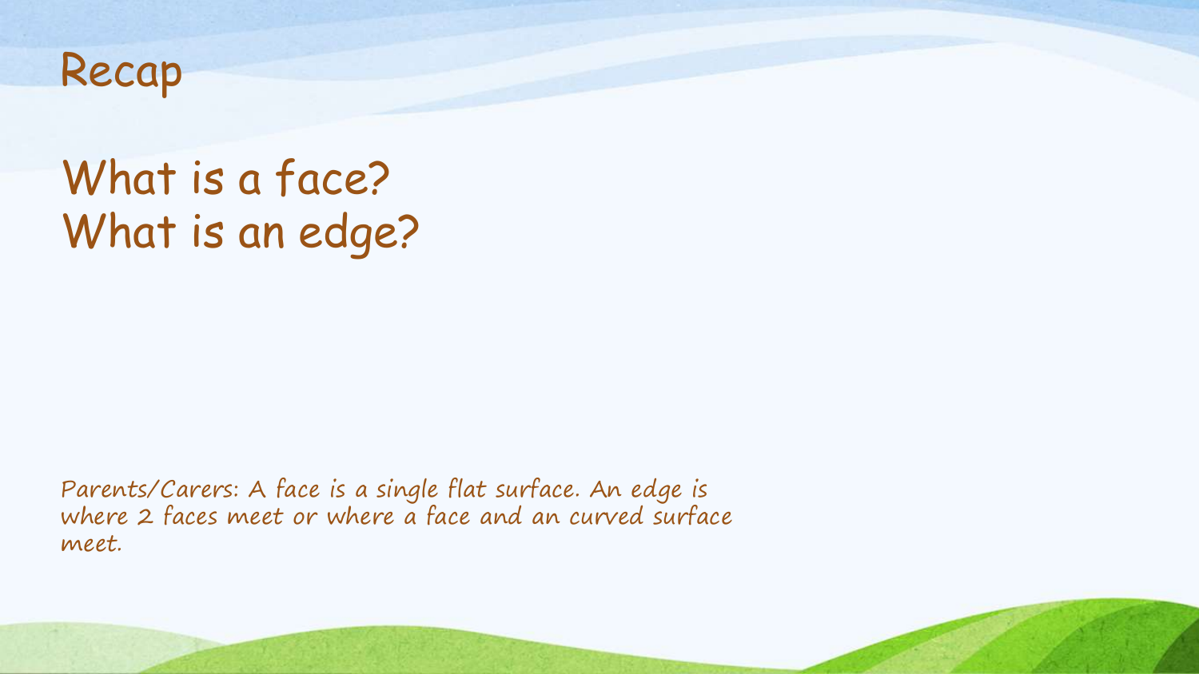# Recap

## What is a face?
## What is an edge?

Parents/Carers: A face is a single flat surface. An edge is where 2 faces meet or where a face and an curved surface meet.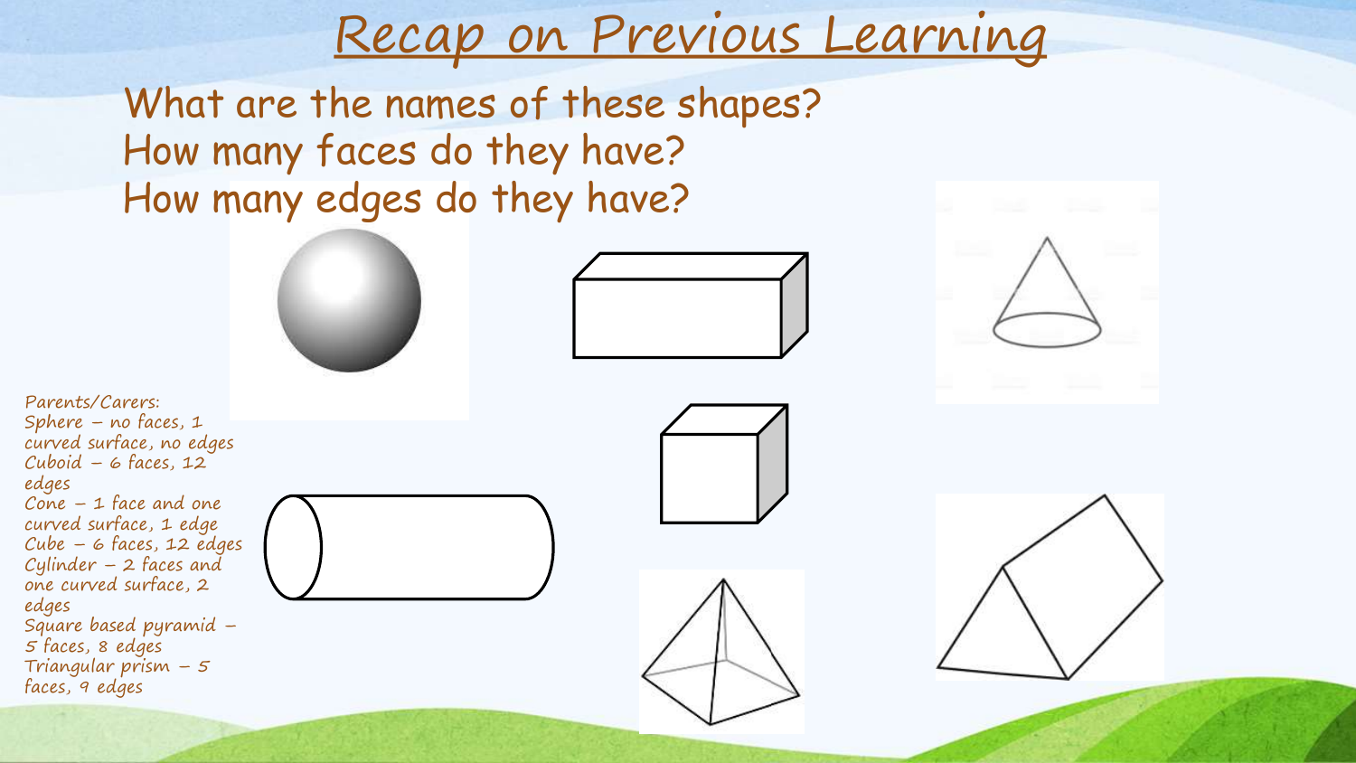# Recap on Previous Learning

What are the names of these shapes?
How many faces do they have?
How many edges do they have?

Parents/Carers:
Sphere – no faces, 1 curved surface, no edges
Cuboid – 6 faces, 12 edges
Cone – 1 face and one curved surface, 1 edge
Cube – 6 faces, 12 edges
Cylinder – 2 faces and one curved surface, 2 edges
Square based pyramid – 5 faces, 8 edges
Triangular prism – 5 faces, 9 edges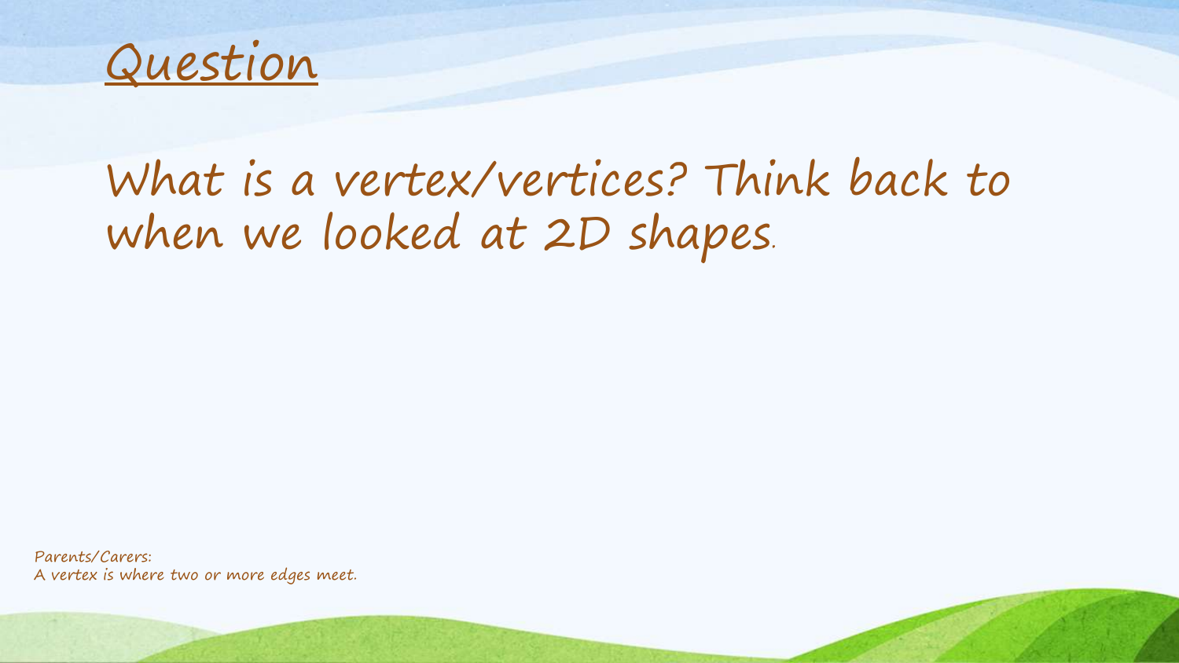# Question

What is a vertex/vertices? Think back to when we looked at 2D shapes.

Parents/Carers:
A vertex is where two or more edges meet.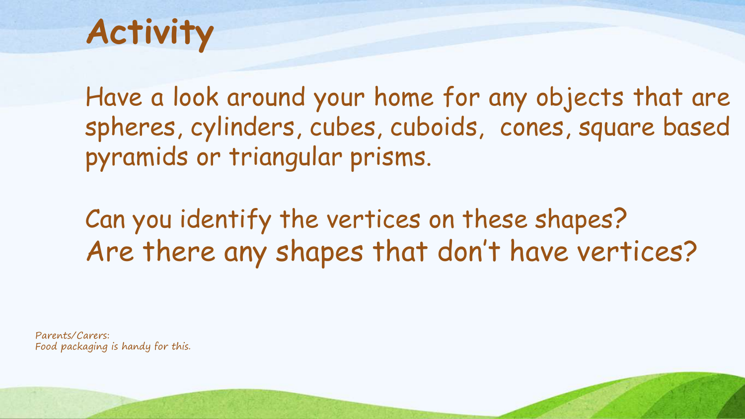# Activity

Have a look around your home for any objects that are spheres, cylinders, cubes, cuboids, cones, square based pyramids or triangular prisms.

Can you identify the vertices on these shapes?
Are there any shapes that don't have vertices?

*Parents/Carers:*
*Food packaging is handy for this.*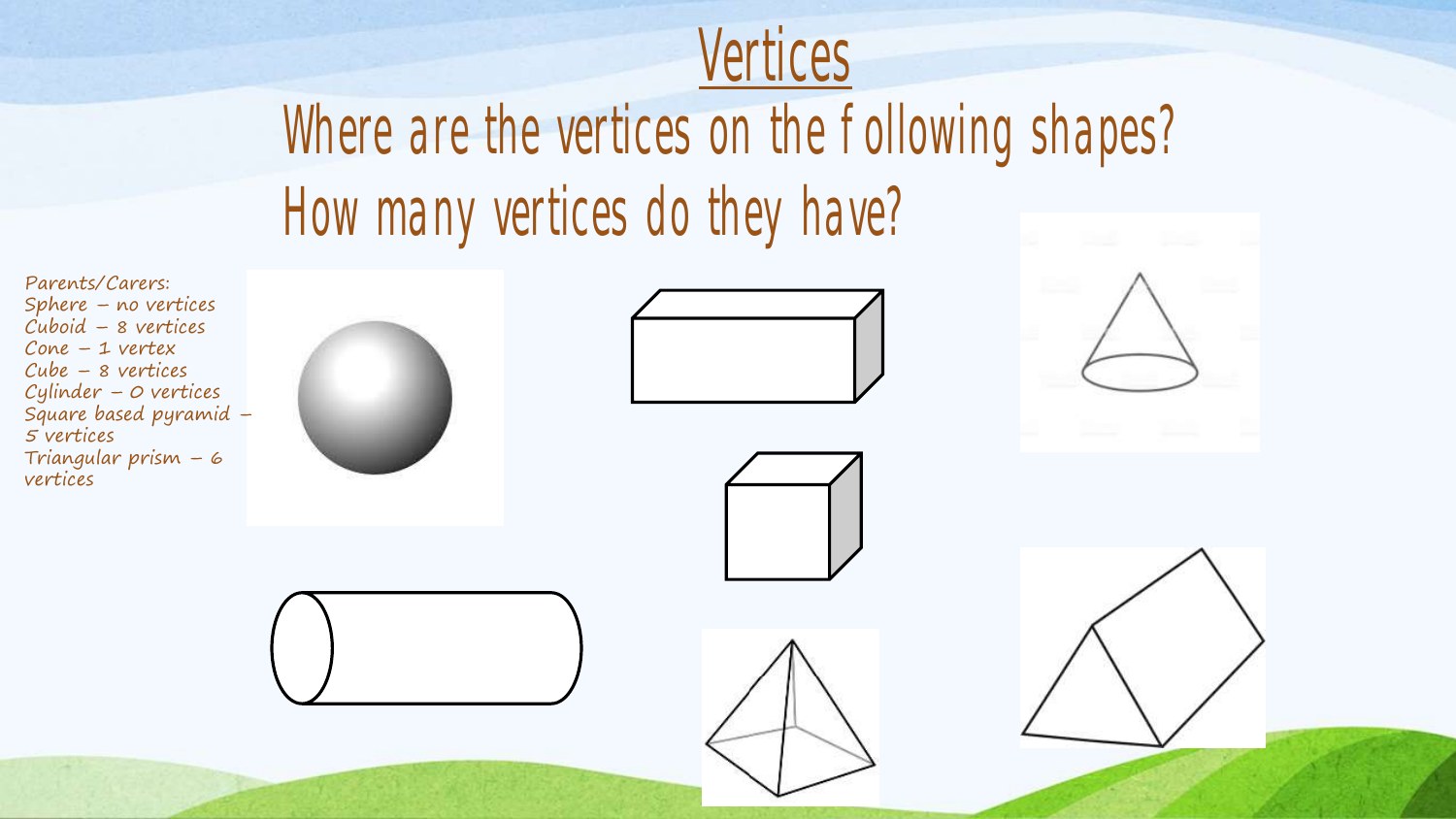# Vertices

## Where are the vertices on the following shapes? How many vertices do they have?

Parents/Carers:
Sphere – no vertices
Cuboid – 8 vertices
Cone – 1 vertex
Cube – 8 vertices
Cylinder – 0 vertices
Square based pyramid – 5 vertices
Triangular prism – 6 vertices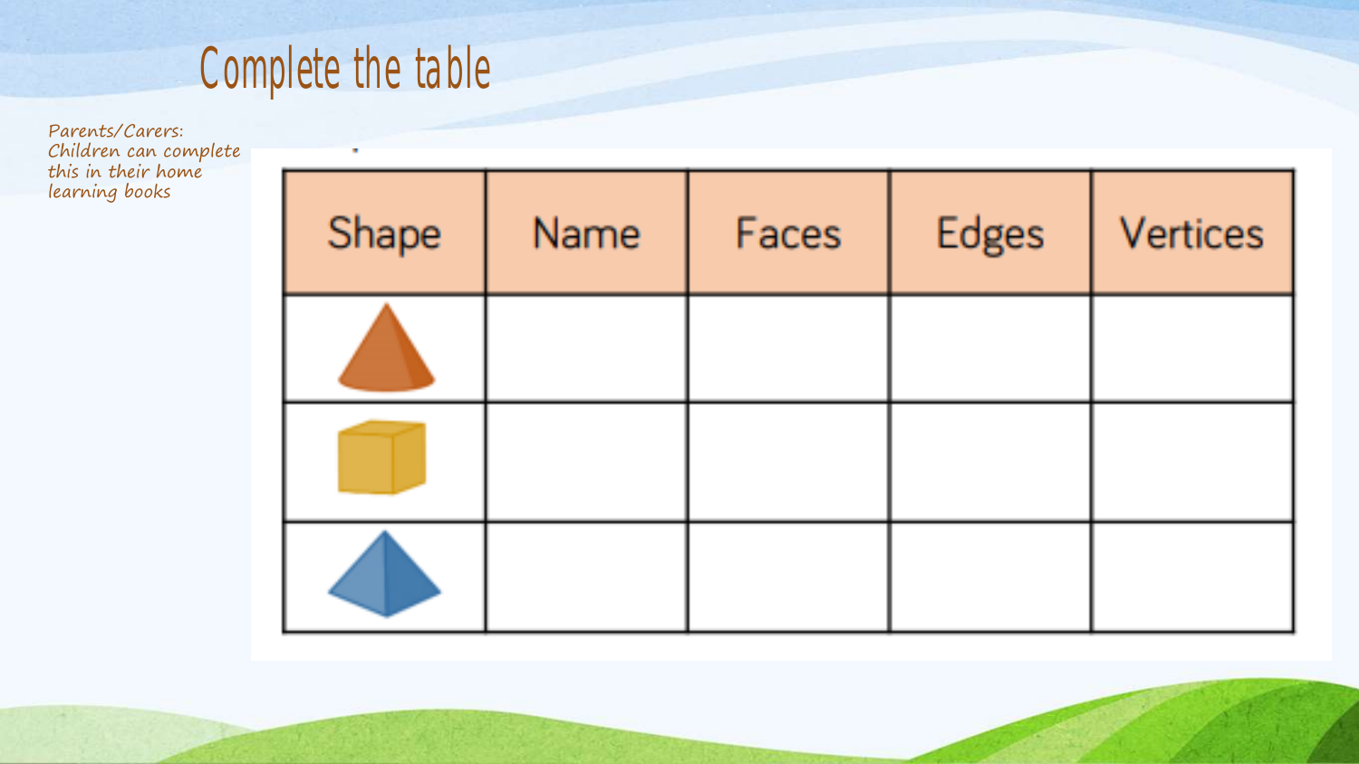# Complete the table

*Parents/Carers: Children can complete this in their home learning books*

| Shape | Name | Faces | Edges | Vertices |
|---|---|---|---|---|
| | | | | |
| | | | | |
| | | | | |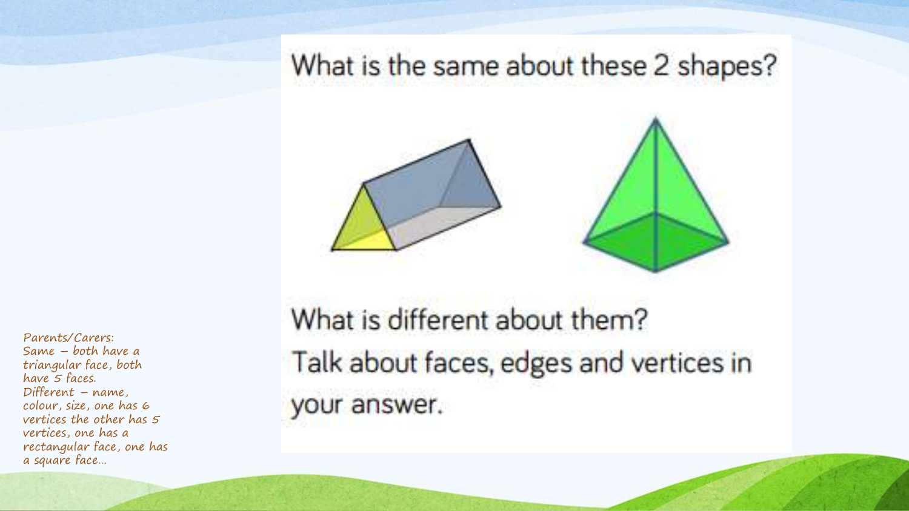What is the same about these 2 shapes?

What is different about them?

Talk about faces, edges and vertices in your answer.

Parents/Carers:
Same – both have a triangular face, both have 5 faces.
Different – name, colour, size, one has 6 vertices the other has 5 vertices, one has a rectangular face, one has a square face…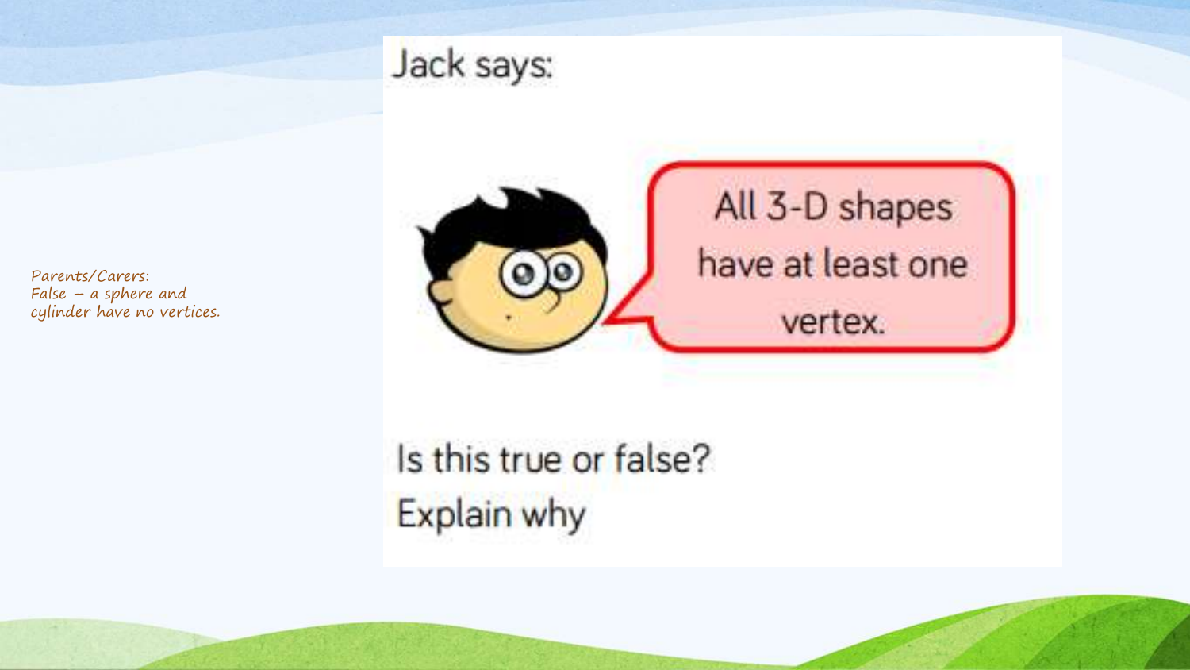Parents/Carers:
False – a sphere and cylinder have no vertices.

Jack says:

All 3-D shapes have at least one vertex.

Is this true or false?

Explain why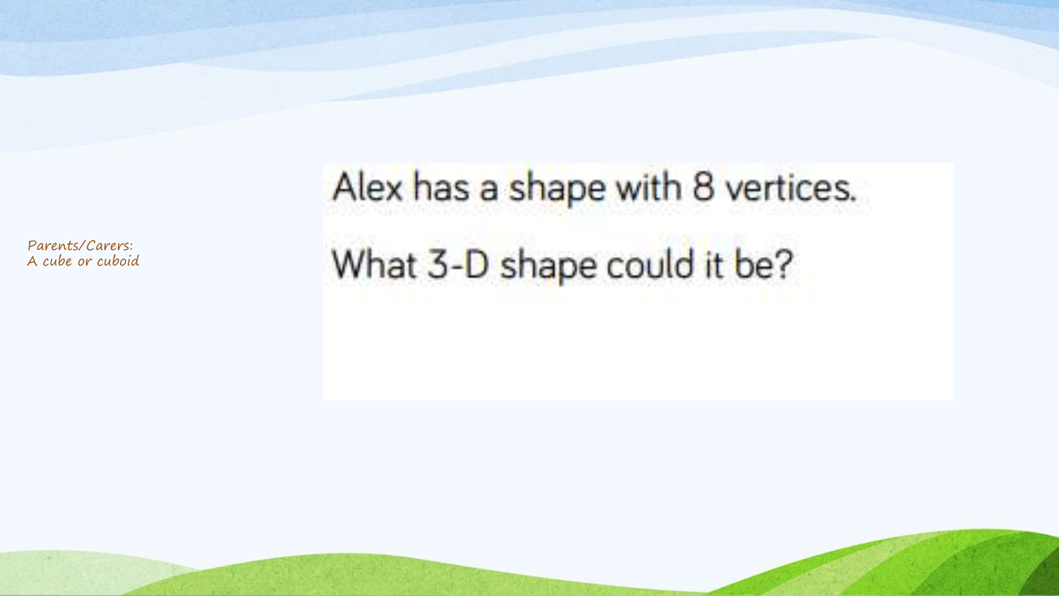Parents/Carers:
A cube or cuboid

Alex has a shape with 8 vertices.

What 3-D shape could it be?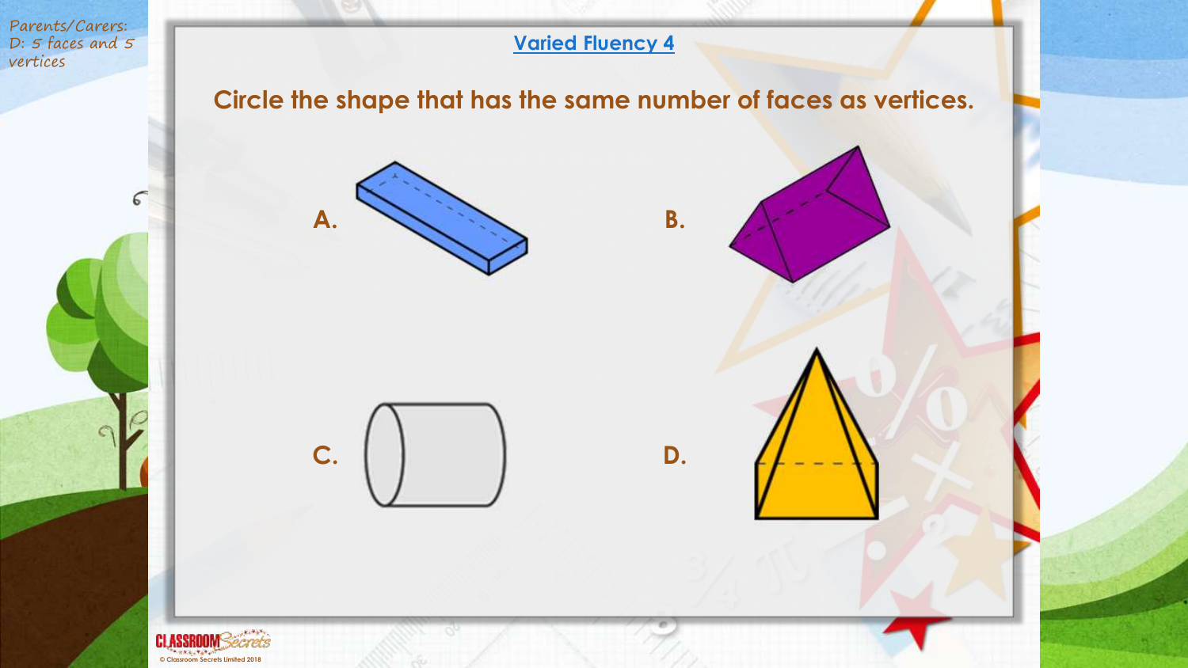Parents/Carers: D: 5 faces and 5 vertices

## Varied Fluency 4

**Circle the shape that has the same number of faces as vertices.**

**A.**

**B.**

**C.**

**D.**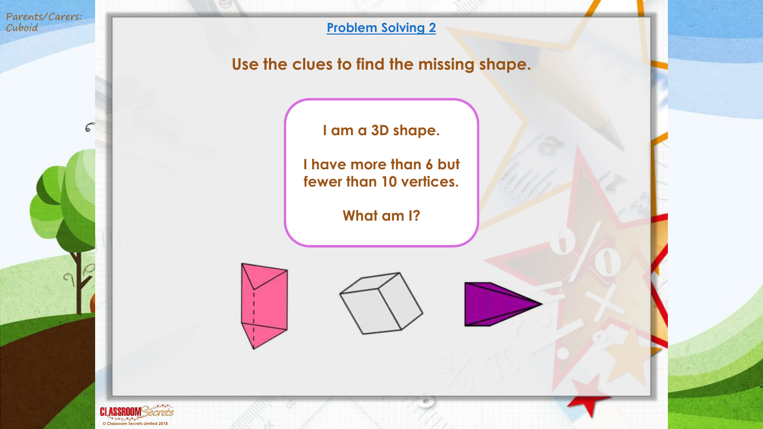## Problem Solving 2

**Use the clues to find the missing shape.**

I am a 3D shape.

I have more than 6 but fewer than 10 vertices.

What am I?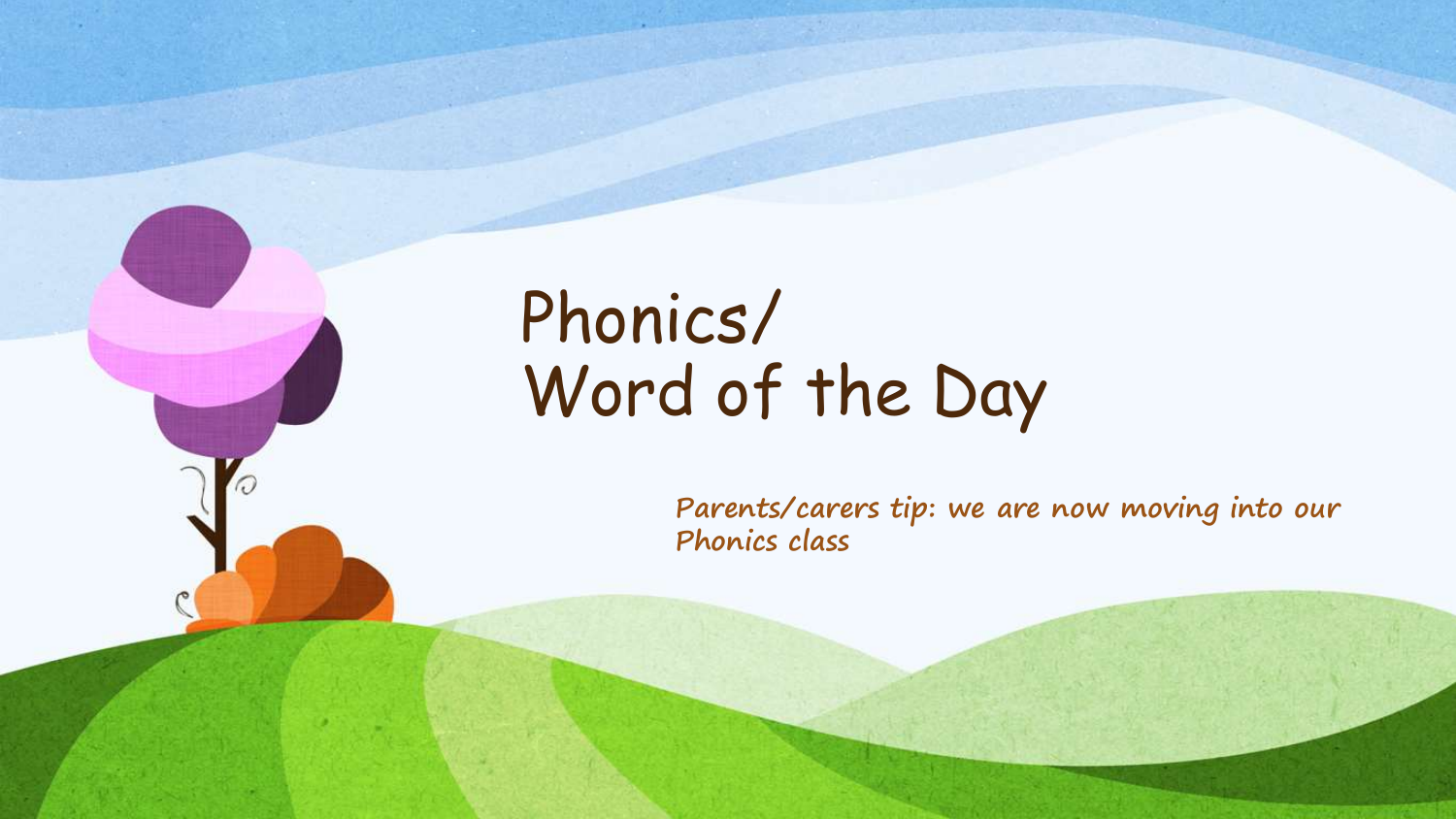# Phonics/ Word of the Day

**Parents/carers tip: we are now moving into our Phonics class**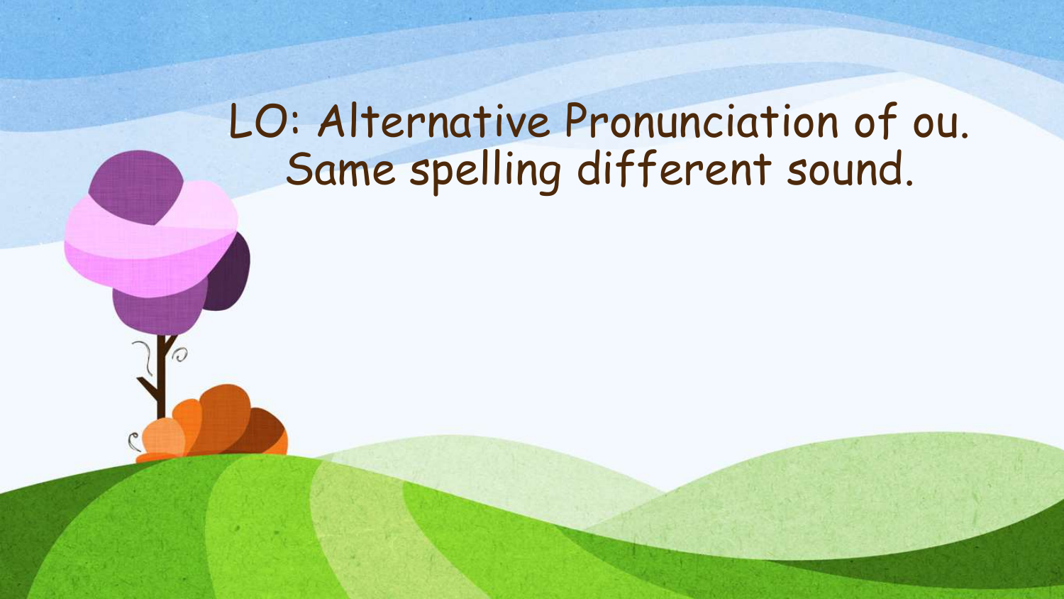# LO: Alternative Pronunciation of ou. Same spelling different sound.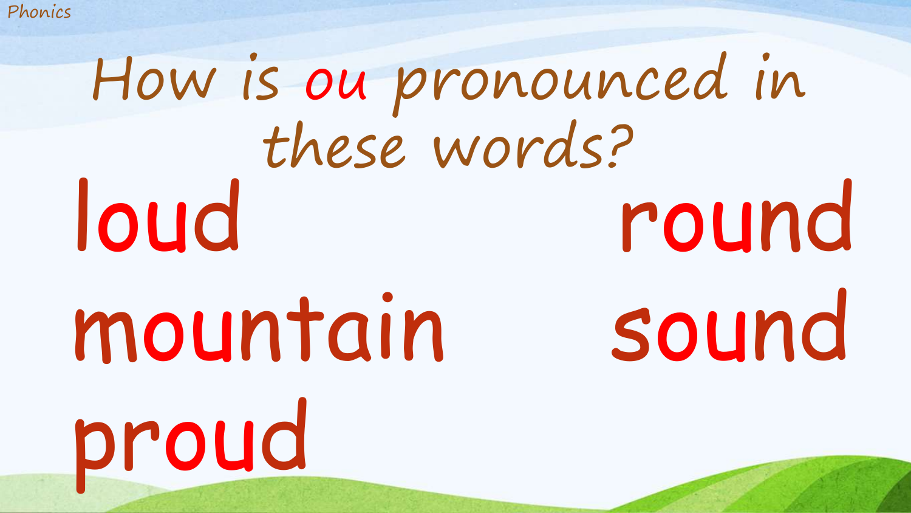# How is ou pronounced in these words?

loud

round

mountain

sound

proud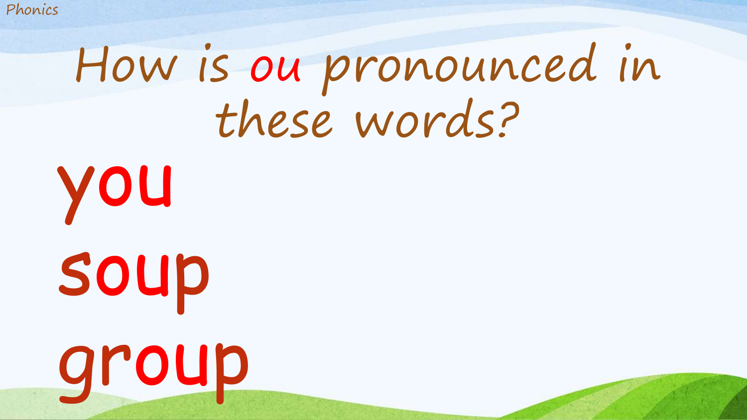# How is ou pronounced in these words?

you

soup

group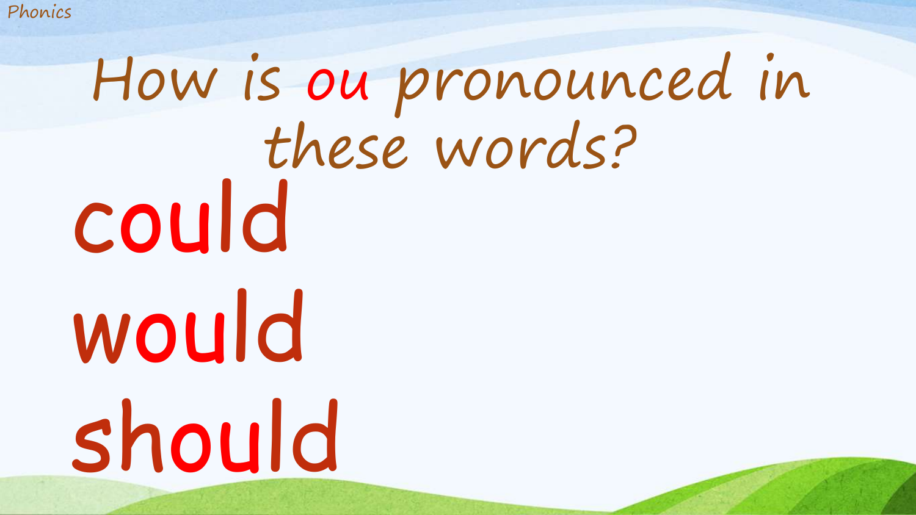# How is *ou* pronounced in these words?

could

would

should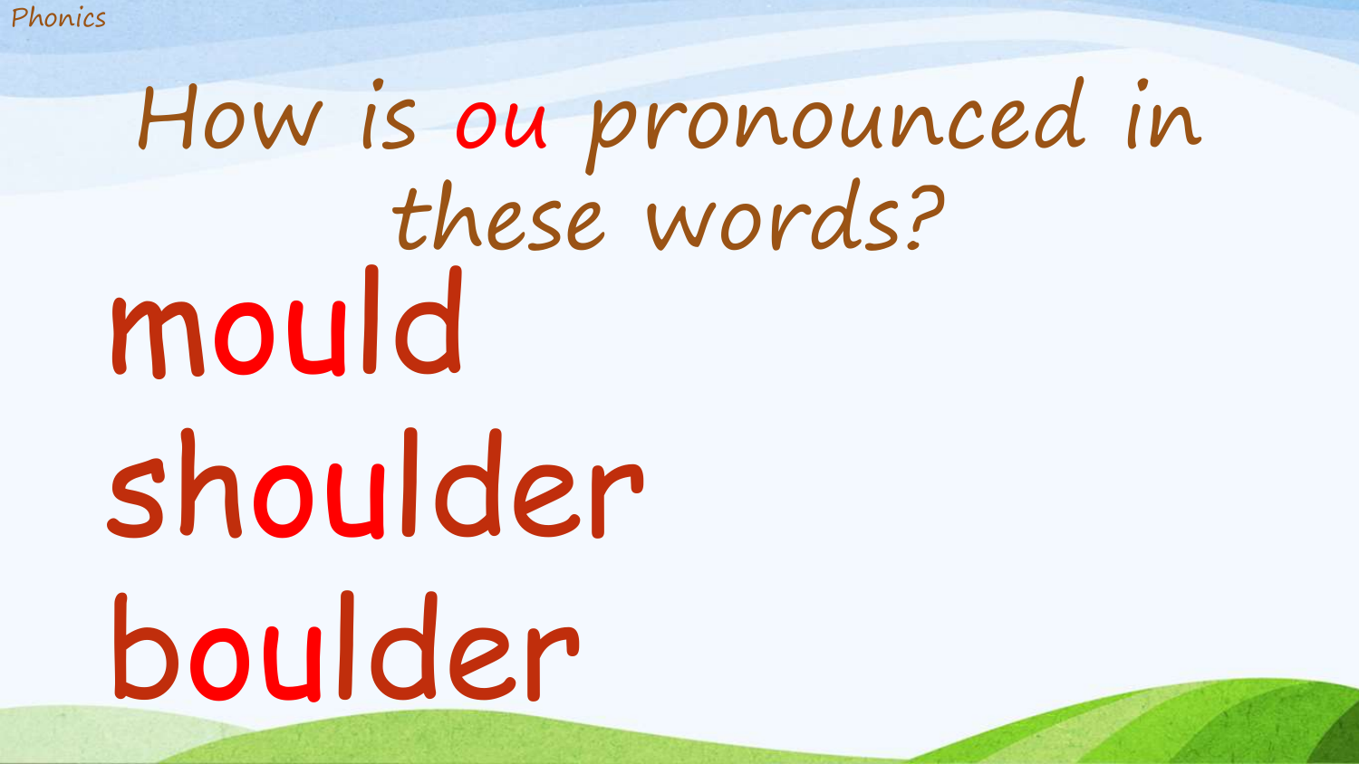# How is ou pronounced in these words?

mould

shoulder

boulder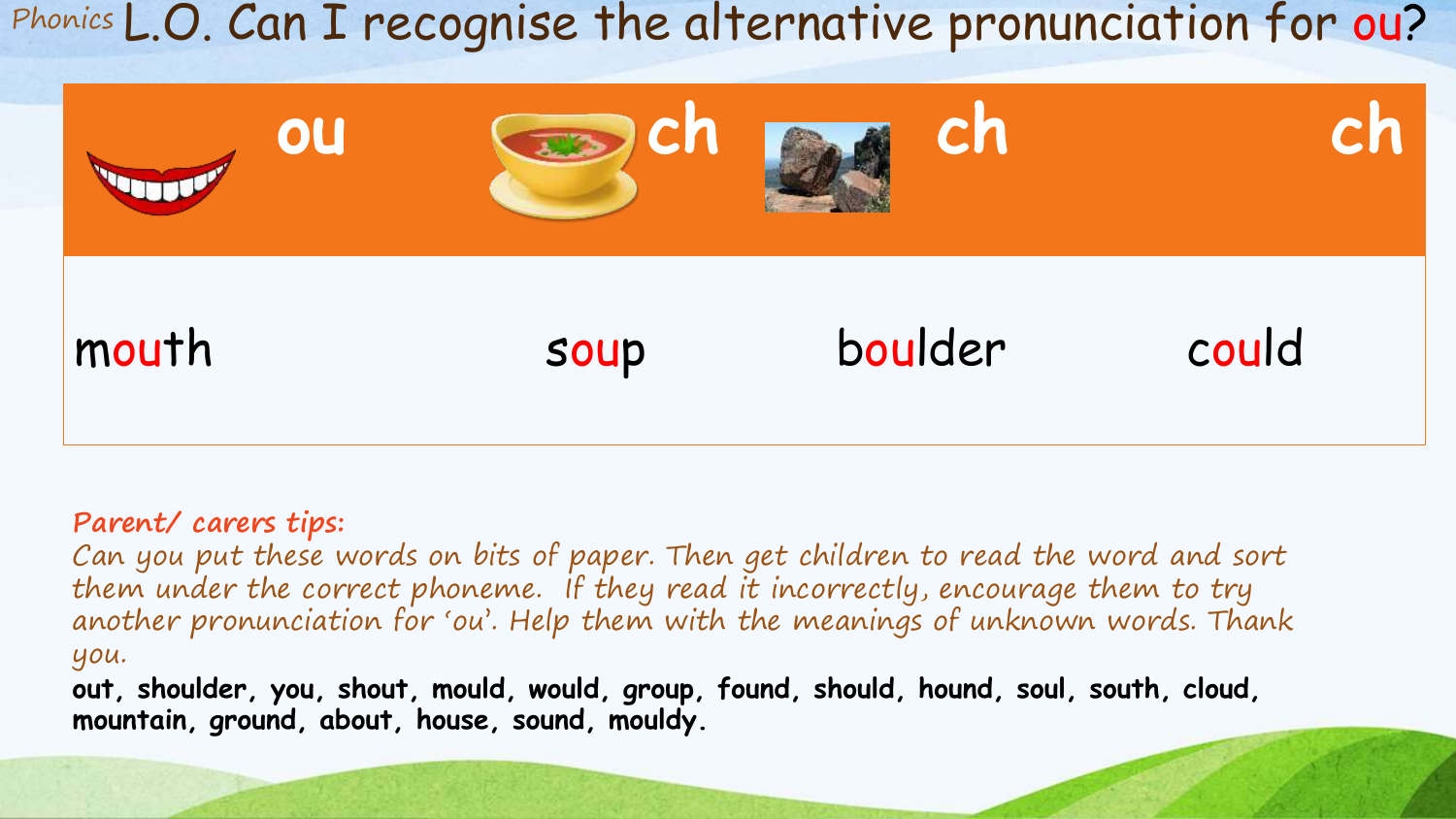Phonics

# L.O. Can I recognise the alternative pronunciation for ou?

| ou | ch | ch | ch |
| --- | --- | --- | --- |
| mouth | soup | boulder | could |

*Parent/ carers tips:*

*Can you put these words on bits of paper. Then get children to read the word and sort them under the correct phoneme. If they read it incorrectly, encourage them to try another pronunciation for 'ou'. Help them with the meanings of unknown words. Thank you.*

**out, shoulder, you, shout, mould, would, group, found, should, hound, soul, south, cloud, mountain, ground, about, house, sound, mouldy.**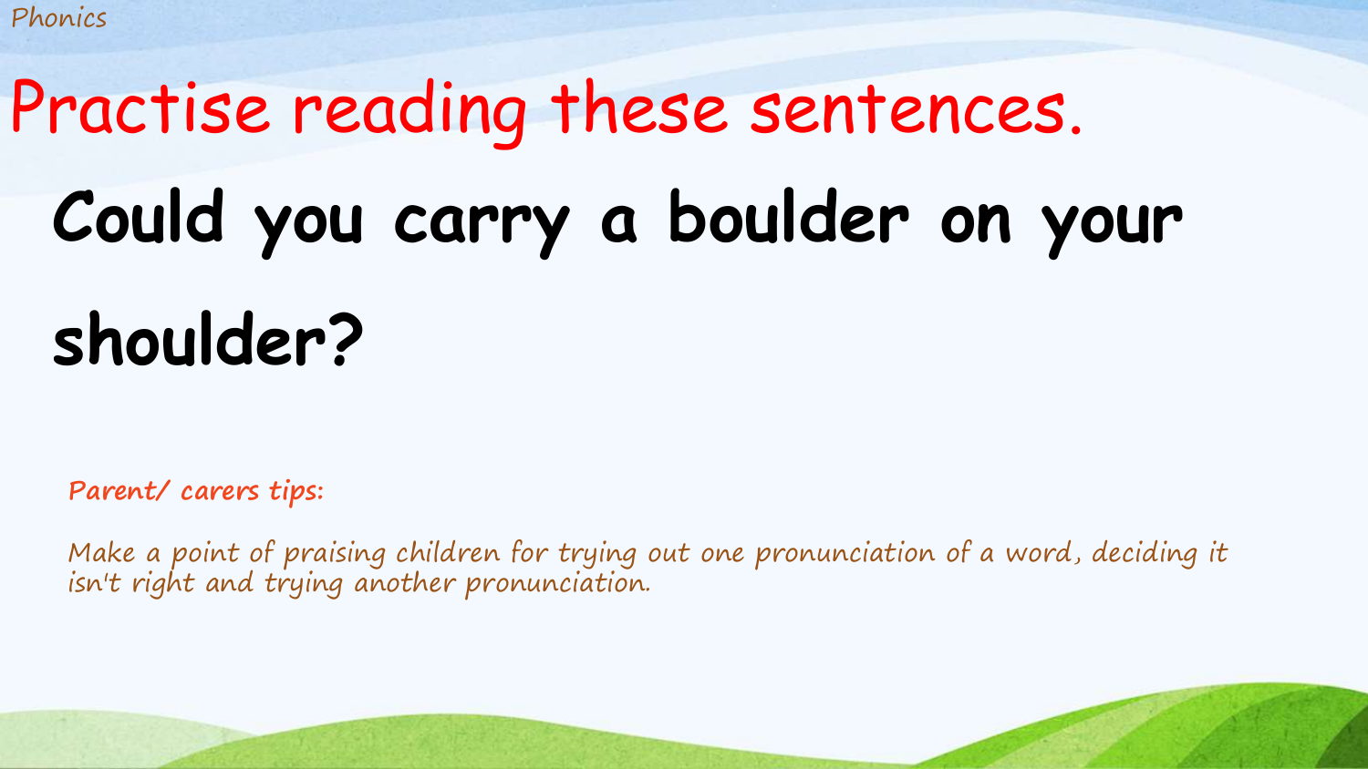Phonics

# Practise reading these sentences.

## Could you carry a boulder on your shoulder?

*Parent/ carers tips:*

*Make a point of praising children for trying out one pronunciation of a word, deciding it isn't right and trying another pronunciation.*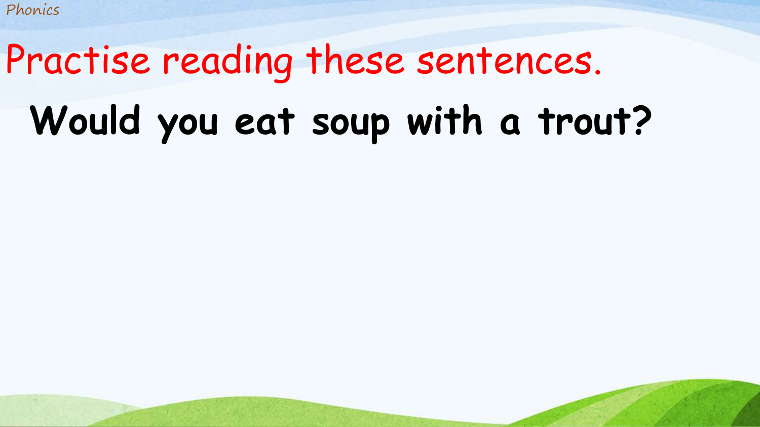# Practise reading these sentences.

**Would you eat soup with a trout?**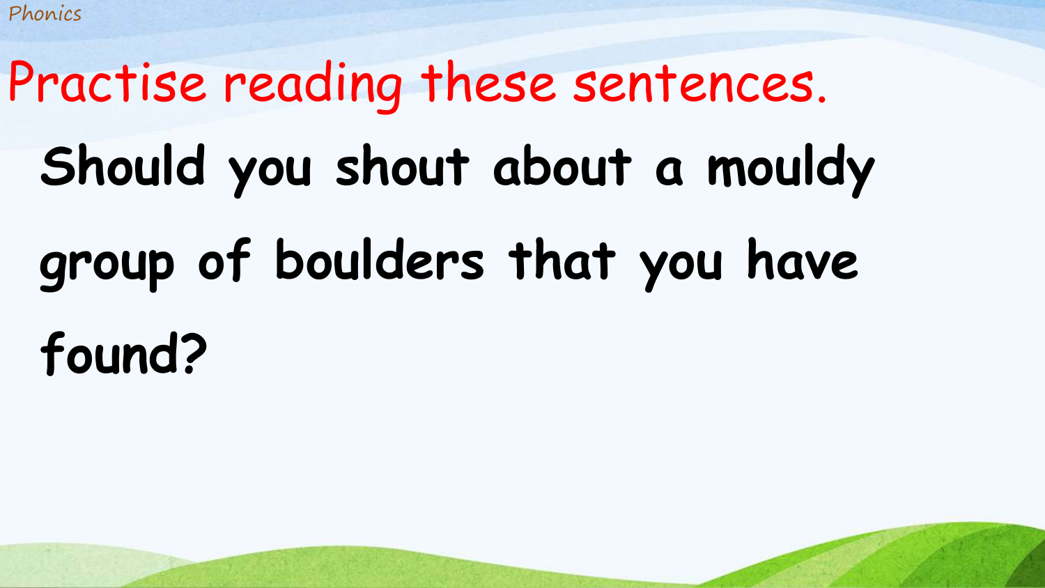# Practise reading these sentences.

**Should you shout about a mouldy group of boulders that you have found?**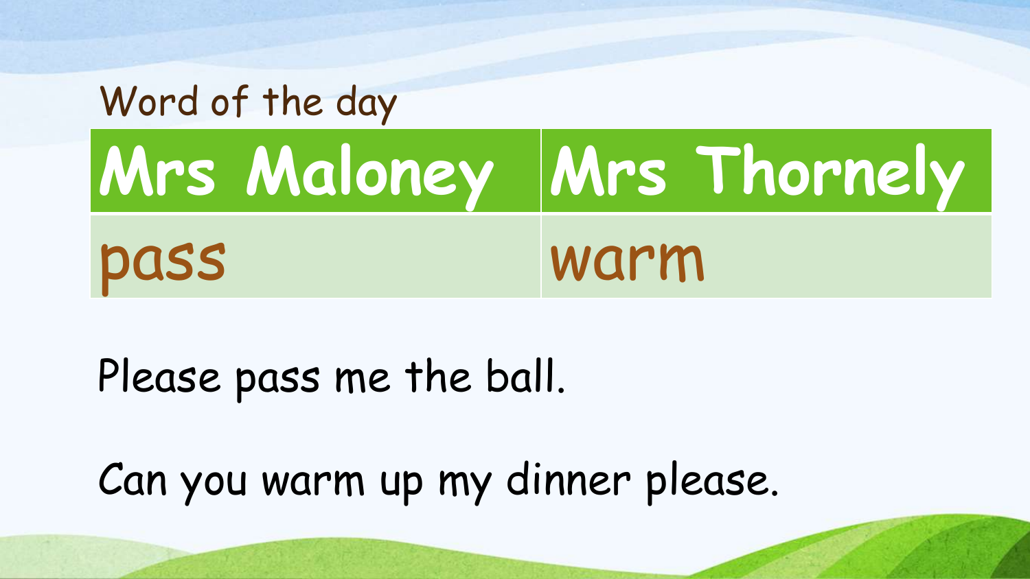## Word of the day

| Mrs Maloney | Mrs Thornely |
| --- | --- |
| pass | warm |

Please pass me the ball.

Can you warm up my dinner please.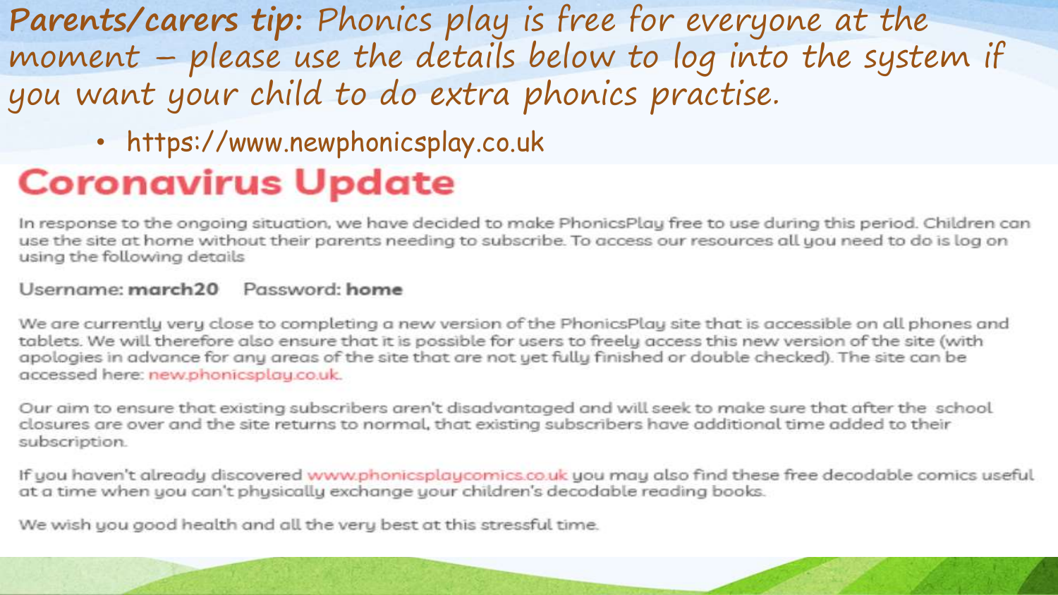**Parents/carers tip**: *Phonics play is free for everyone at the moment – please use the details below to log into the system if you want your child to do extra phonics practise.*

- https://www.newphonicsplay.co.uk

# Coronavirus Update

In response to the ongoing situation, we have decided to make PhonicsPlay free to use during this period. Children can use the site at home without their parents needing to subscribe. To access our resources all you need to do is log on using the following details

Username: **march20** Password: **home**

We are currently very close to completing a new version of the PhonicsPlay site that is accessible on all phones and tablets. We will therefore also ensure that it is possible for users to freely access this new version of the site (with apologies in advance for any areas of the site that are not yet fully finished or double checked). The site can be accessed here: new.phonicsplay.co.uk.

Our aim to ensure that existing subscribers aren't disadvantaged and will seek to make sure that after the school closures are over and the site returns to normal, that existing subscribers have additional time added to their subscription.

If you haven't already discovered www.phonicsplaycomics.co.uk you may also find these free decodable comics useful at a time when you can't physically exchange your children's decodable reading books.

We wish you good health and all the very best at this stressful time.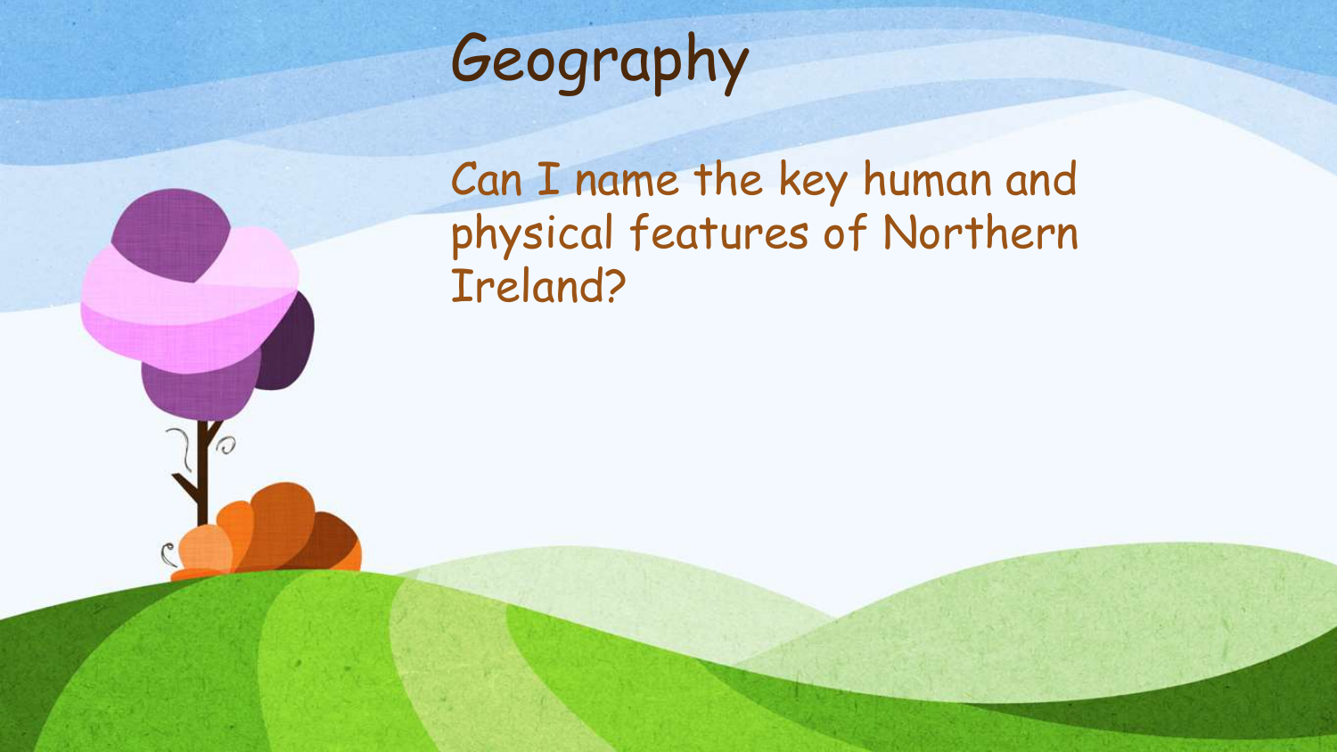# Geography

Can I name the key human and physical features of Northern Ireland?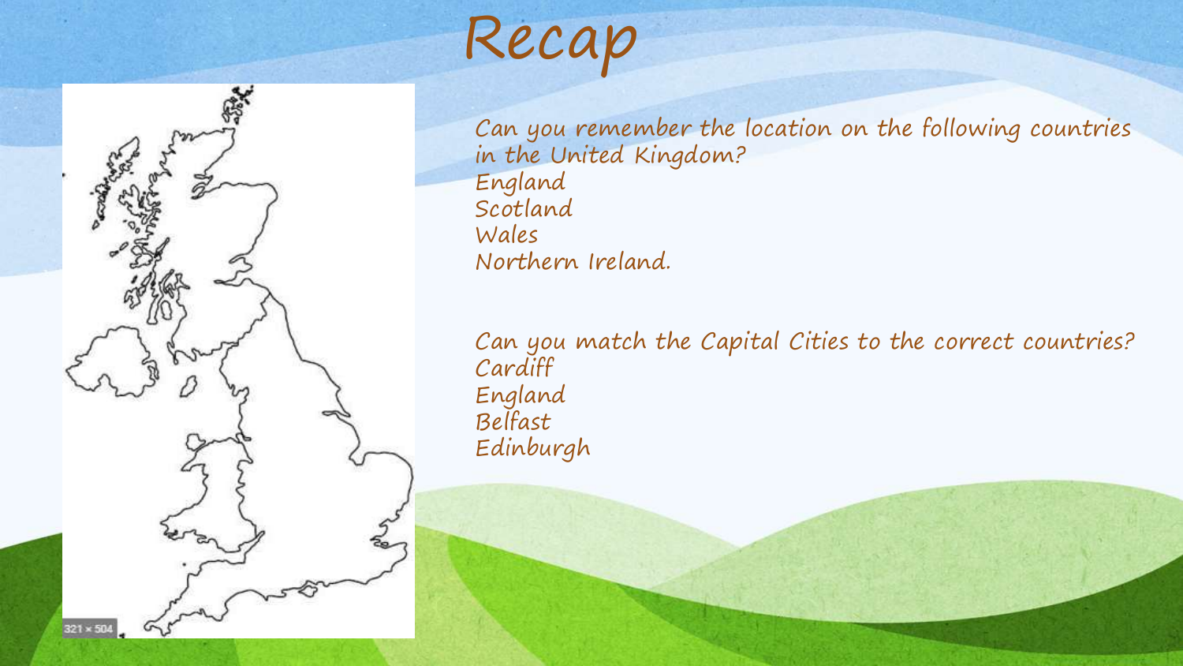# Recap

Can you remember the location on the following countries in the United Kingdom?

England
Scotland
Wales
Northern Ireland.

Can you match the Capital Cities to the correct countries?

Cardiff
England
Belfast
Edinburgh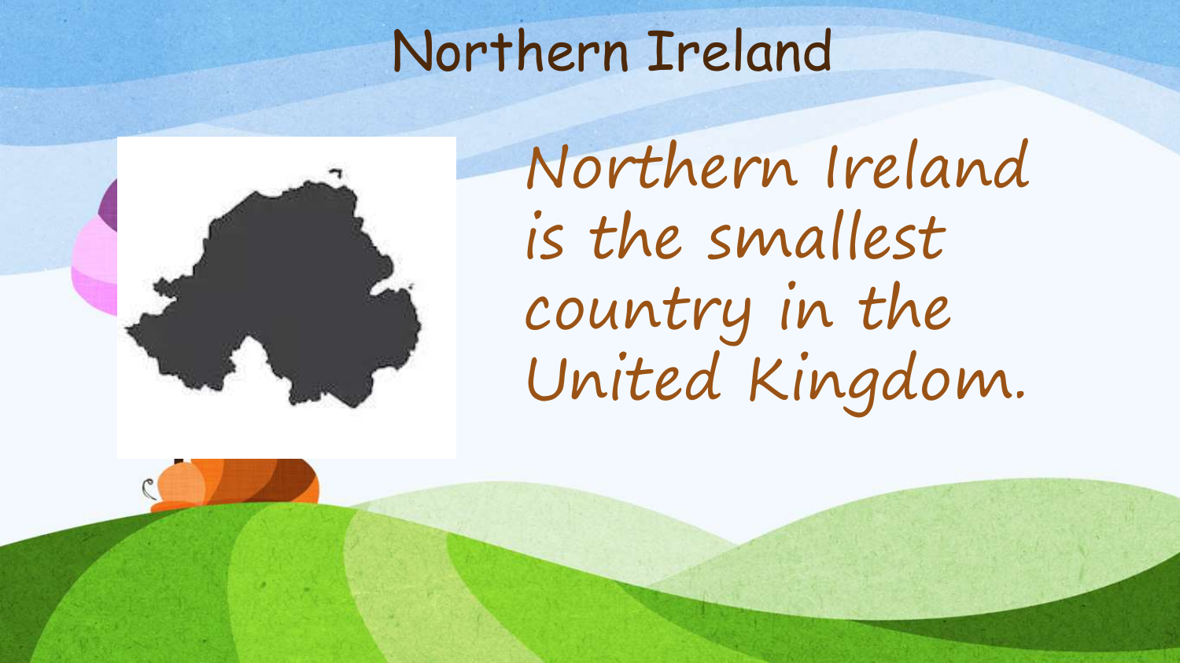# Northern Ireland

Northern Ireland is the smallest country in the United Kingdom.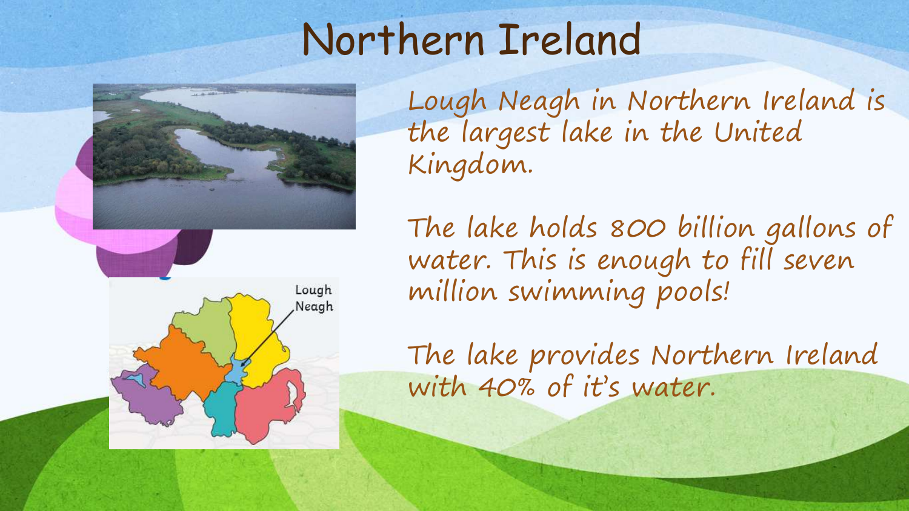# Northern Ireland

Lough Neagh in Northern Ireland is the largest lake in the United Kingdom.

The lake holds 800 billion gallons of water. This is enough to fill seven million swimming pools!

The lake provides Northern Ireland with 40% of it's water.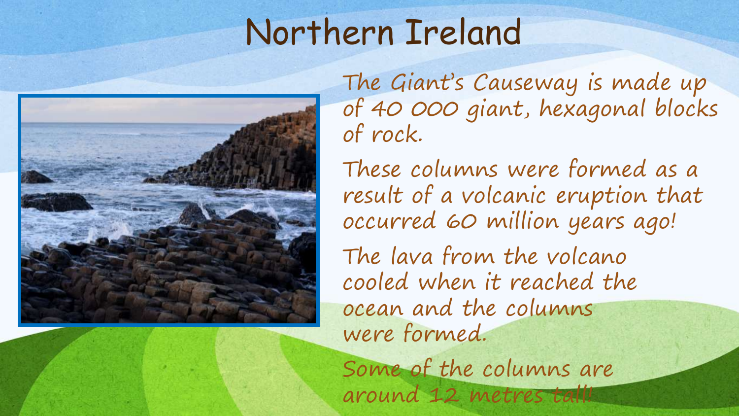# Northern Ireland

The Giant's Causeway is made up of 40 000 giant, hexagonal blocks of rock.

These columns were formed as a result of a volcanic eruption that occurred 60 million years ago!

The lava from the volcano cooled when it reached the ocean and the columns were formed.

Some of the columns are around 12 metres tall!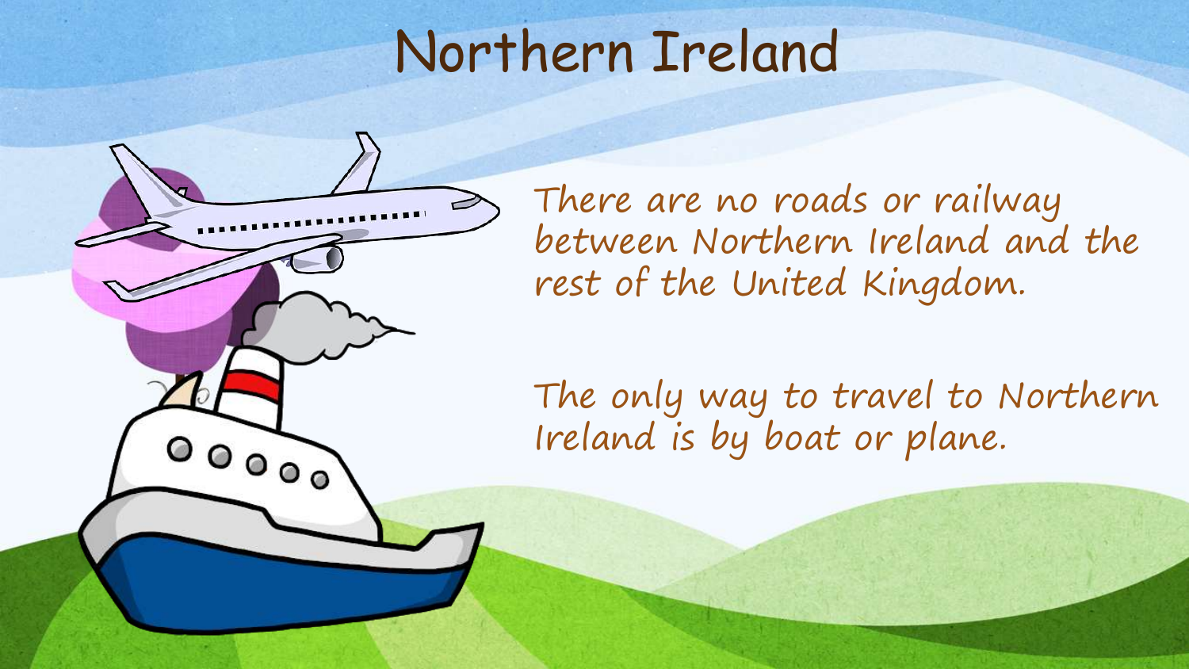# Northern Ireland

There are no roads or railway between Northern Ireland and the rest of the United Kingdom.

The only way to travel to Northern Ireland is by boat or plane.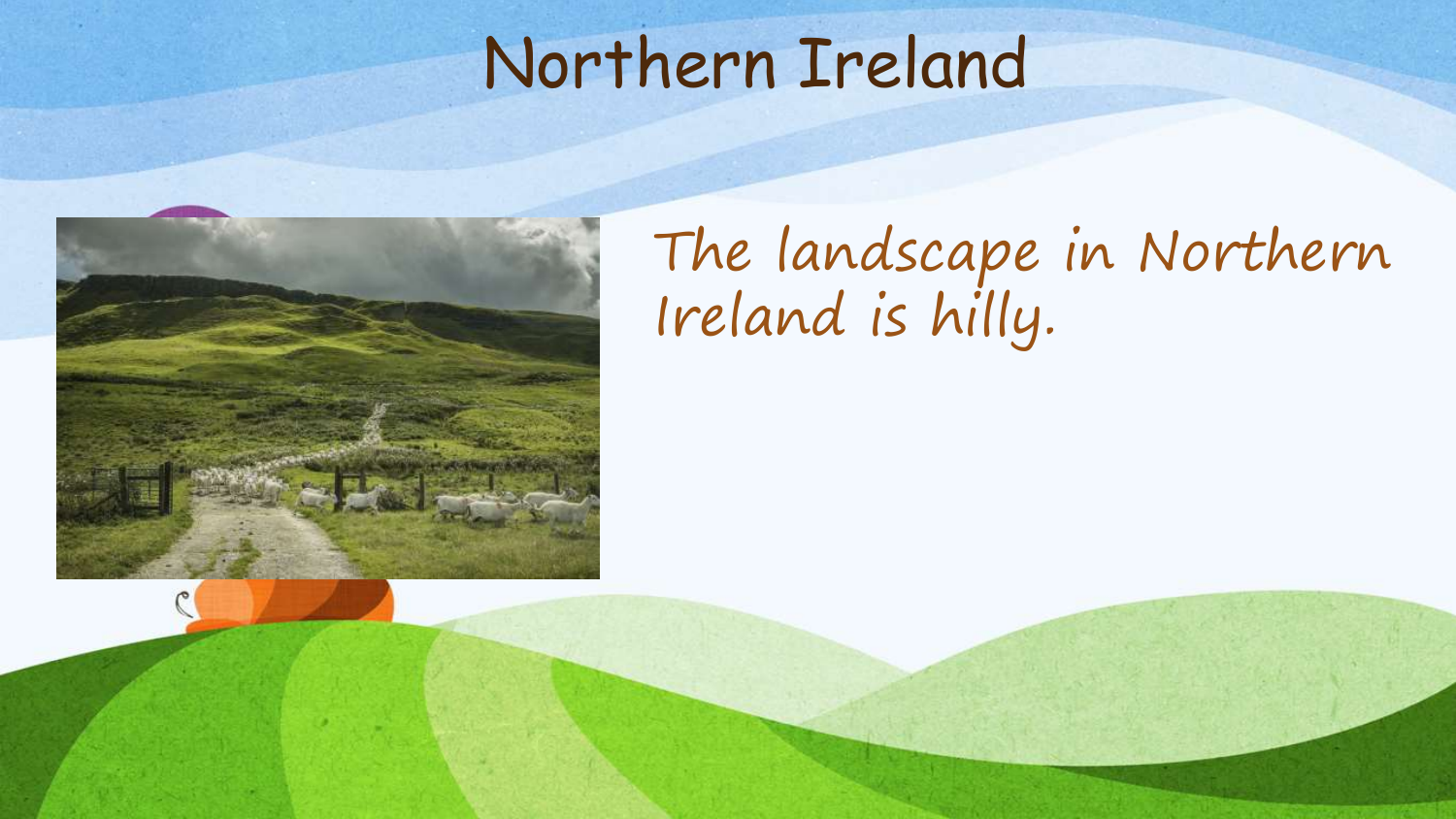# Northern Ireland

The landscape in Northern Ireland is hilly.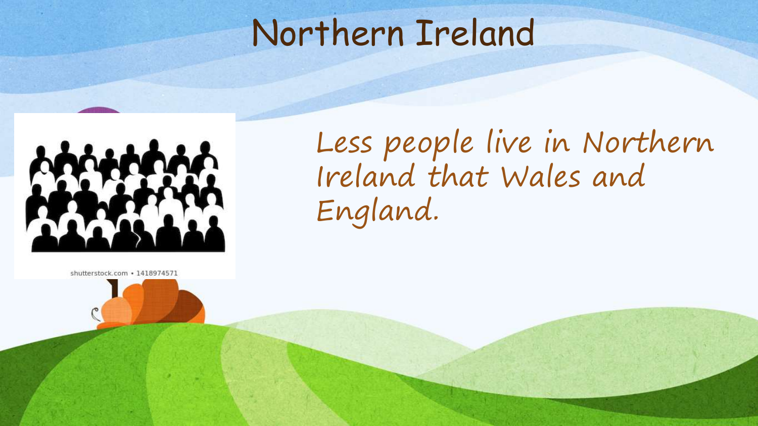# Northern Ireland

Less people live in Northern Ireland that Wales and England.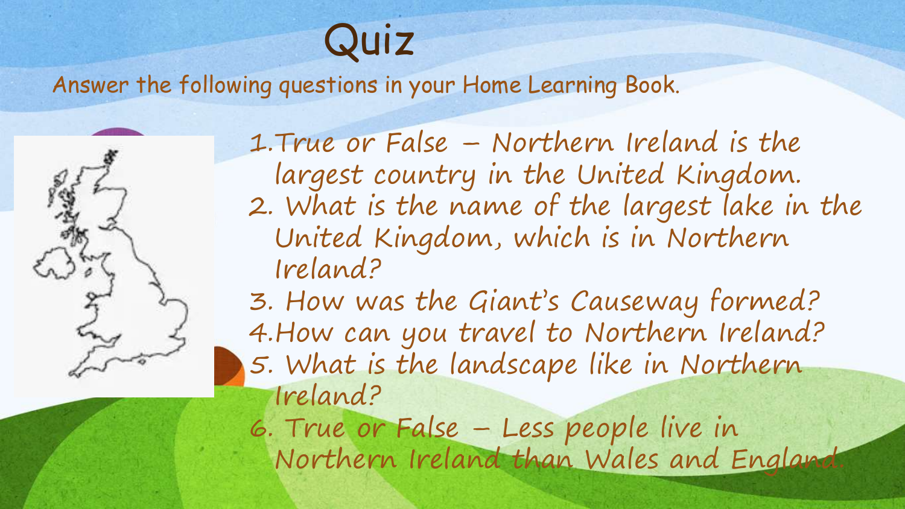# Quiz

Answer the following questions in your Home Learning Book.

1. True or False – Northern Ireland is the largest country in the United Kingdom.
2. What is the name of the largest lake in the United Kingdom, which is in Northern Ireland?
3. How was the Giant's Causeway formed?
4. How can you travel to Northern Ireland?
5. What is the landscape like in Northern Ireland?
6. True or False – Less people live in Northern Ireland than Wales and England.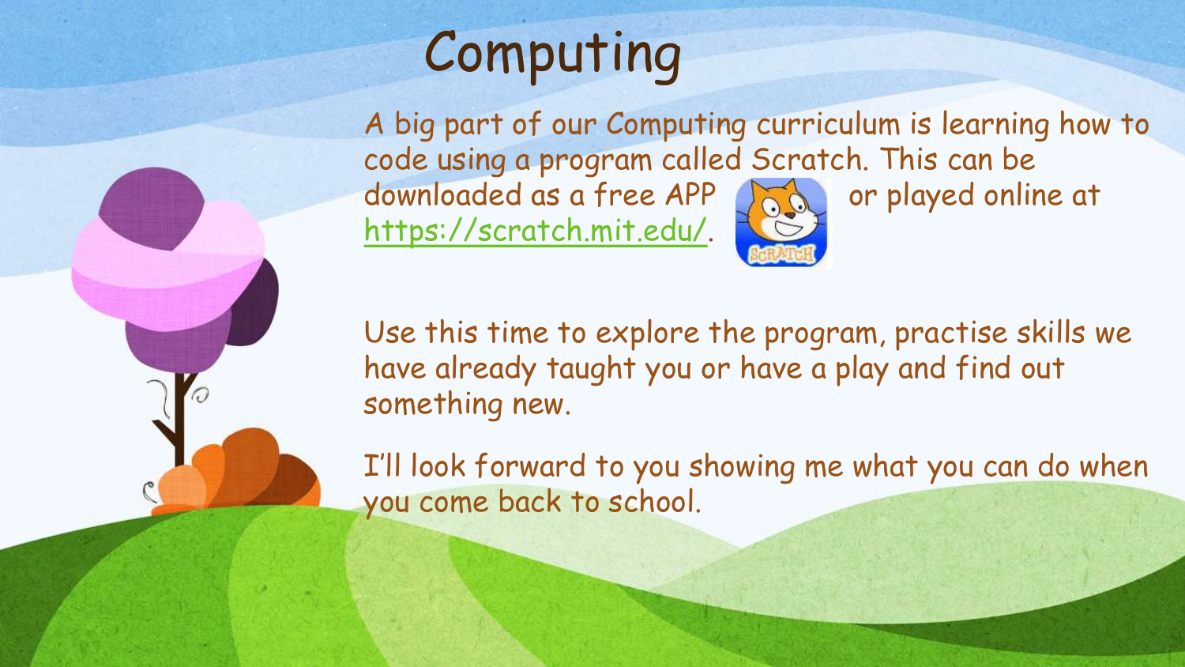# Computing

A big part of our Computing curriculum is learning how to code using a program called Scratch. This can be downloaded as a free APP or played online at https://scratch.mit.edu/.

Use this time to explore the program, practise skills we have already taught you or have a play and find out something new.

I'll look forward to you showing me what you can do when you come back to school.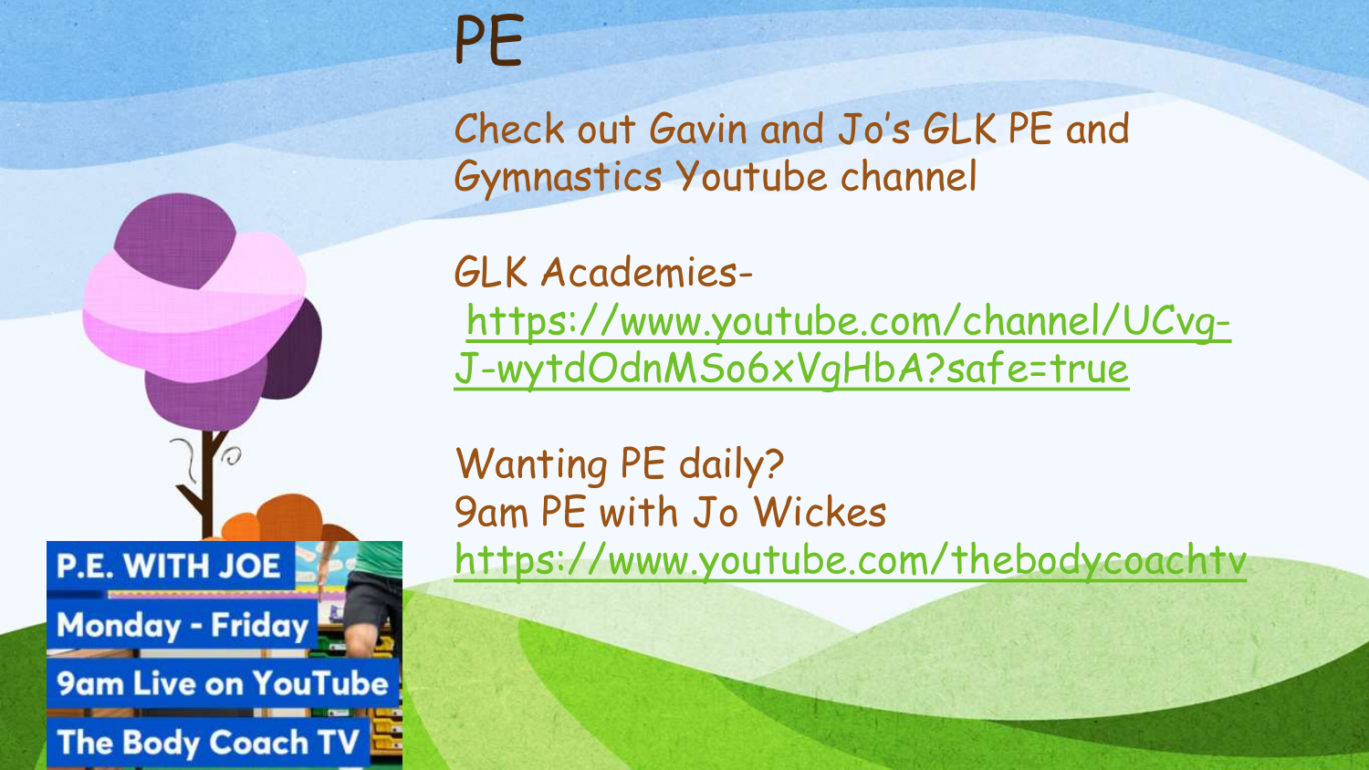# PE

Check out Gavin and Jo's GLK PE and Gymnastics Youtube channel

GLK Academies-
https://www.youtube.com/channel/UCvg-J-wytdOdnMSo6xVgHbA?safe=true

Wanting PE daily?
9am PE with Jo Wickes
https://www.youtube.com/thebodycoachtv

P.E. WITH JOE
Monday - Friday
9am Live on YouTube
The Body Coach TV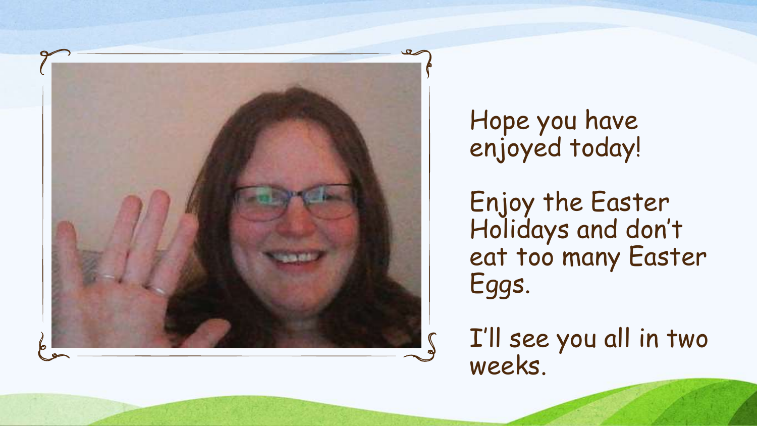Hope you have enjoyed today!

Enjoy the Easter Holidays and don't eat too many Easter Eggs.

I'll see you all in two weeks.